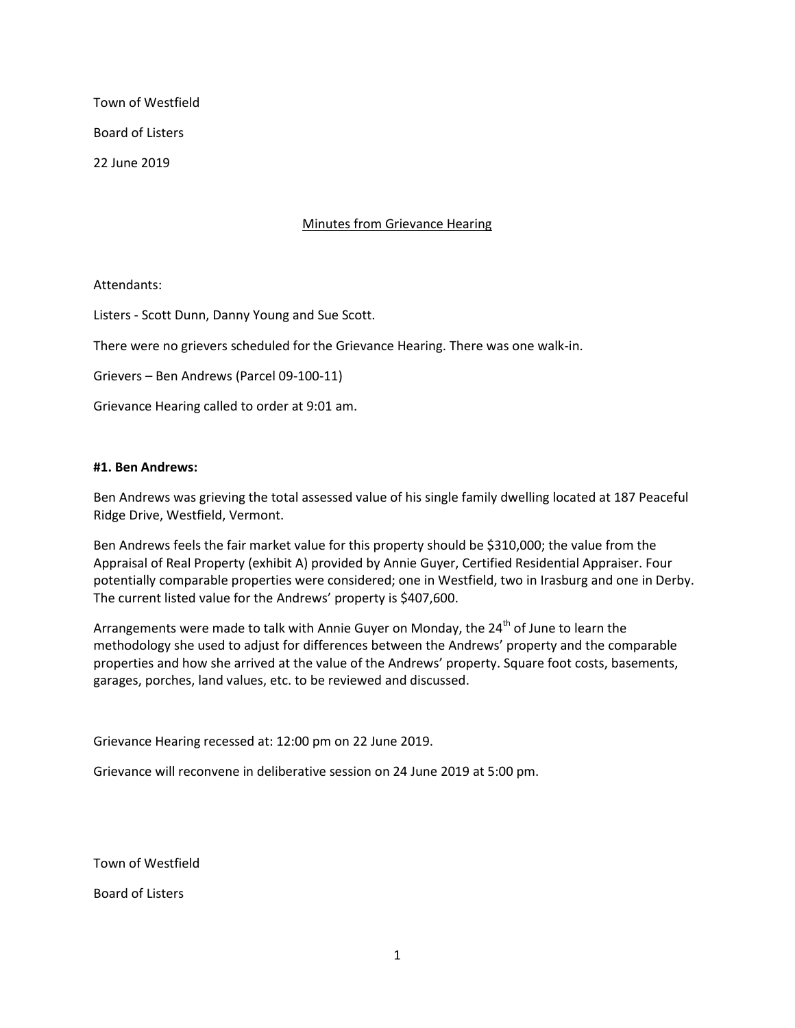Town of Westfield

Board of Listers

22 June 2019

## Minutes from Grievance Hearing

Attendants:

Listers - Scott Dunn, Danny Young and Sue Scott.

There were no grievers scheduled for the Grievance Hearing. There was one walk-in.

Grievers – Ben Andrews (Parcel 09-100-11)

Grievance Hearing called to order at 9:01 am.

### #1. Ben Andrews:

Ben Andrews was grieving the total assessed value of his single family dwelling located at 187 Peaceful Ridge Drive, Westfield, Vermont.

Ben Andrews feels the fair market value for this property should be $310,000; the value from the Appraisal of Real Property (exhibit A) provided by Annie Guyer, Certified Residential Appraiser. Four potentially comparable properties were considered; one in Westfield, two in Irasburg and one in Derby. The current listed value for the Andrews' property is $407,600.

Arrangements were made to talk with Annie Guyer on Monday, the 24th of June to learn the methodology she used to adjust for differences between the Andrews' property and the comparable properties and how she arrived at the value of the Andrews' property. Square foot costs, basements, garages, porches, land values, etc. to be reviewed and discussed.

Grievance Hearing recessed at: 12:00 pm on 22 June 2019.

Grievance will reconvene in deliberative session on 24 June 2019 at 5:00 pm.

Town of Westfield

Board of Listers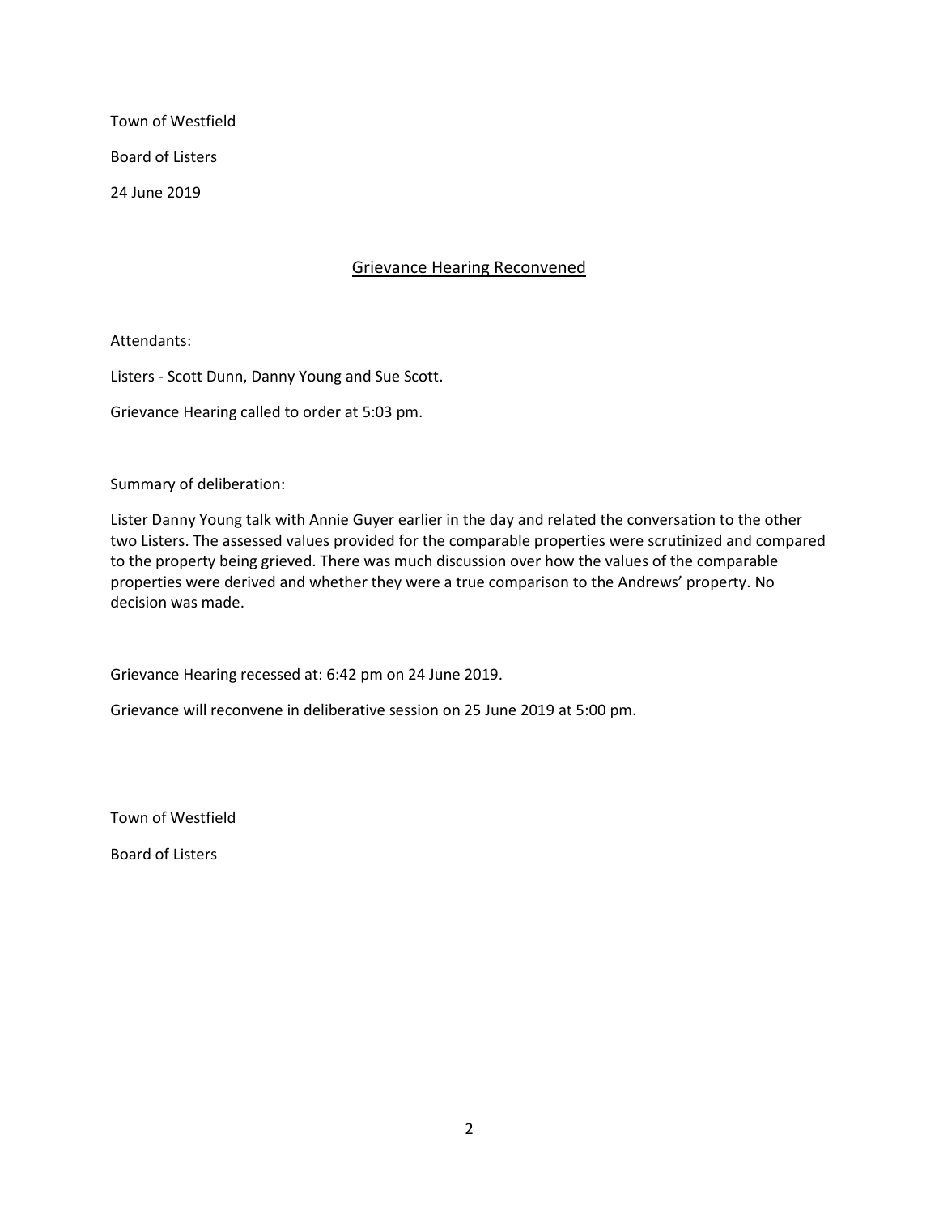Town of Westfield

Board of Listers

24 June 2019

## Grievance Hearing Reconvened

Attendants:

Listers - Scott Dunn, Danny Young and Sue Scott.

Grievance Hearing called to order at 5:03 pm.

Summary of deliberation:

Lister Danny Young talk with Annie Guyer earlier in the day and related the conversation to the other two Listers. The assessed values provided for the comparable properties were scrutinized and compared to the property being grieved. There was much discussion over how the values of the comparable properties were derived and whether they were a true comparison to the Andrews' property. No decision was made.

Grievance Hearing recessed at: 6:42 pm on 24 June 2019.

Grievance will reconvene in deliberative session on 25 June 2019 at 5:00 pm.

Town of Westfield

Board of Listers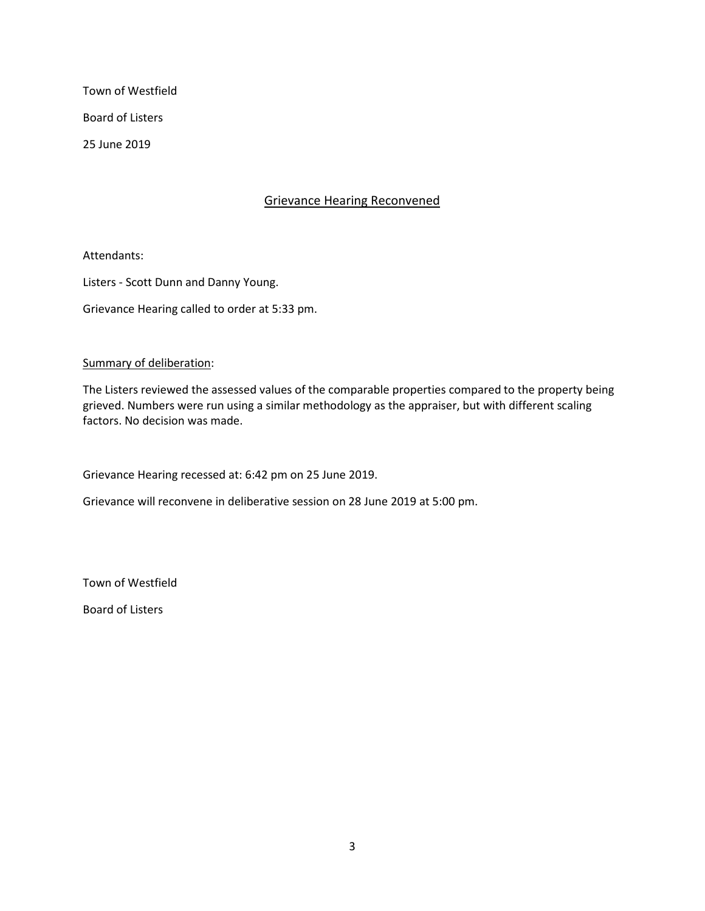Town of Westfield

Board of Listers

25 June 2019

## Grievance Hearing Reconvened

Attendants:

Listers - Scott Dunn and Danny Young.

Grievance Hearing called to order at 5:33 pm.

Summary of deliberation:

The Listers reviewed the assessed values of the comparable properties compared to the property being grieved. Numbers were run using a similar methodology as the appraiser, but with different scaling factors. No decision was made.

Grievance Hearing recessed at: 6:42 pm on 25 June 2019.

Grievance will reconvene in deliberative session on 28 June 2019 at 5:00 pm.

Town of Westfield

Board of Listers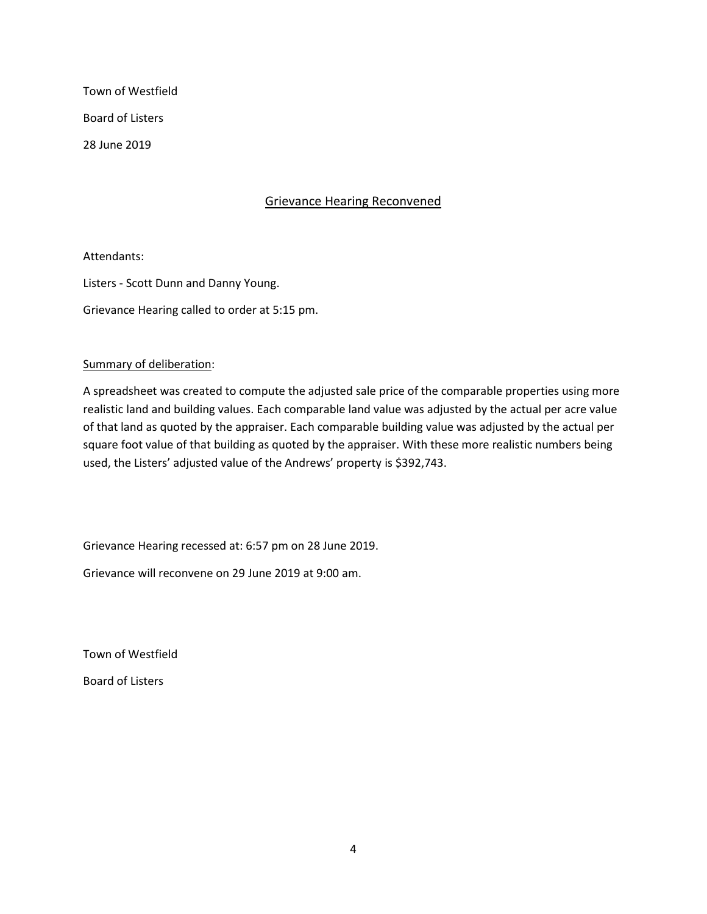Town of Westfield

Board of Listers

28 June 2019

## Grievance Hearing Reconvened

Attendants:

Listers - Scott Dunn and Danny Young.

Grievance Hearing called to order at 5:15 pm.

Summary of deliberation:

A spreadsheet was created to compute the adjusted sale price of the comparable properties using more realistic land and building values. Each comparable land value was adjusted by the actual per acre value of that land as quoted by the appraiser. Each comparable building value was adjusted by the actual per square foot value of that building as quoted by the appraiser. With these more realistic numbers being used, the Listers' adjusted value of the Andrews' property is $392,743.

Grievance Hearing recessed at: 6:57 pm on 28 June 2019.

Grievance will reconvene on 29 June 2019 at 9:00 am.

Town of Westfield

Board of Listers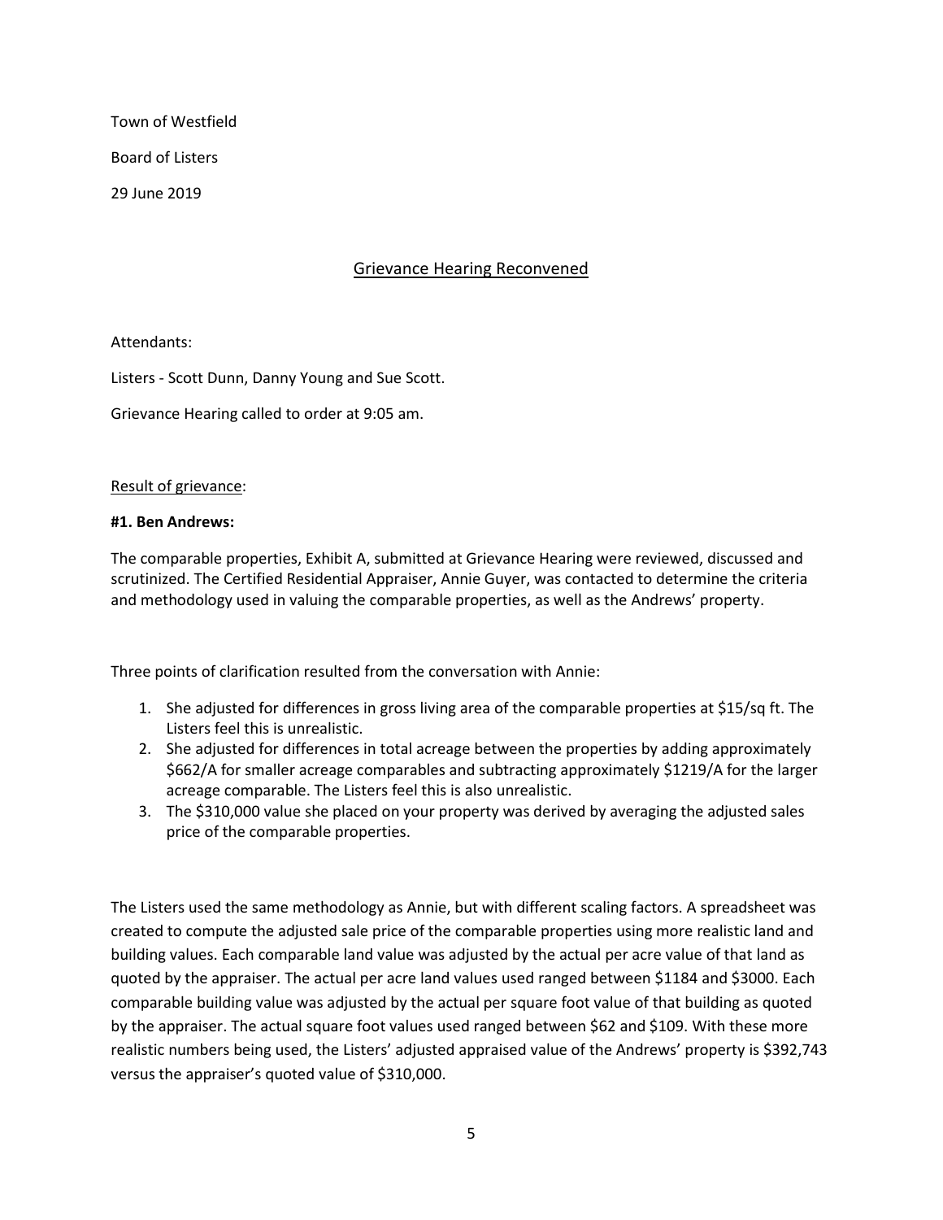Town of Westfield

Board of Listers

29 June 2019

## Grievance Hearing Reconvened

Attendants:

Listers - Scott Dunn, Danny Young and Sue Scott.

Grievance Hearing called to order at 9:05 am.

Result of grievance:

**#1. Ben Andrews:**

The comparable properties, Exhibit A, submitted at Grievance Hearing were reviewed, discussed and scrutinized. The Certified Residential Appraiser, Annie Guyer, was contacted to determine the criteria and methodology used in valuing the comparable properties, as well as the Andrews' property.

Three points of clarification resulted from the conversation with Annie:

1. She adjusted for differences in gross living area of the comparable properties at $15/sq ft. The Listers feel this is unrealistic.
2. She adjusted for differences in total acreage between the properties by adding approximately $662/A for smaller acreage comparables and subtracting approximately $1219/A for the larger acreage comparable. The Listers feel this is also unrealistic.
3. The $310,000 value she placed on your property was derived by averaging the adjusted sales price of the comparable properties.

The Listers used the same methodology as Annie, but with different scaling factors. A spreadsheet was created to compute the adjusted sale price of the comparable properties using more realistic land and building values. Each comparable land value was adjusted by the actual per acre value of that land as quoted by the appraiser. The actual per acre land values used ranged between $1184 and $3000. Each comparable building value was adjusted by the actual per square foot value of that building as quoted by the appraiser. The actual square foot values used ranged between $62 and $109. With these more realistic numbers being used, the Listers' adjusted appraised value of the Andrews' property is $392,743 versus the appraiser's quoted value of $310,000.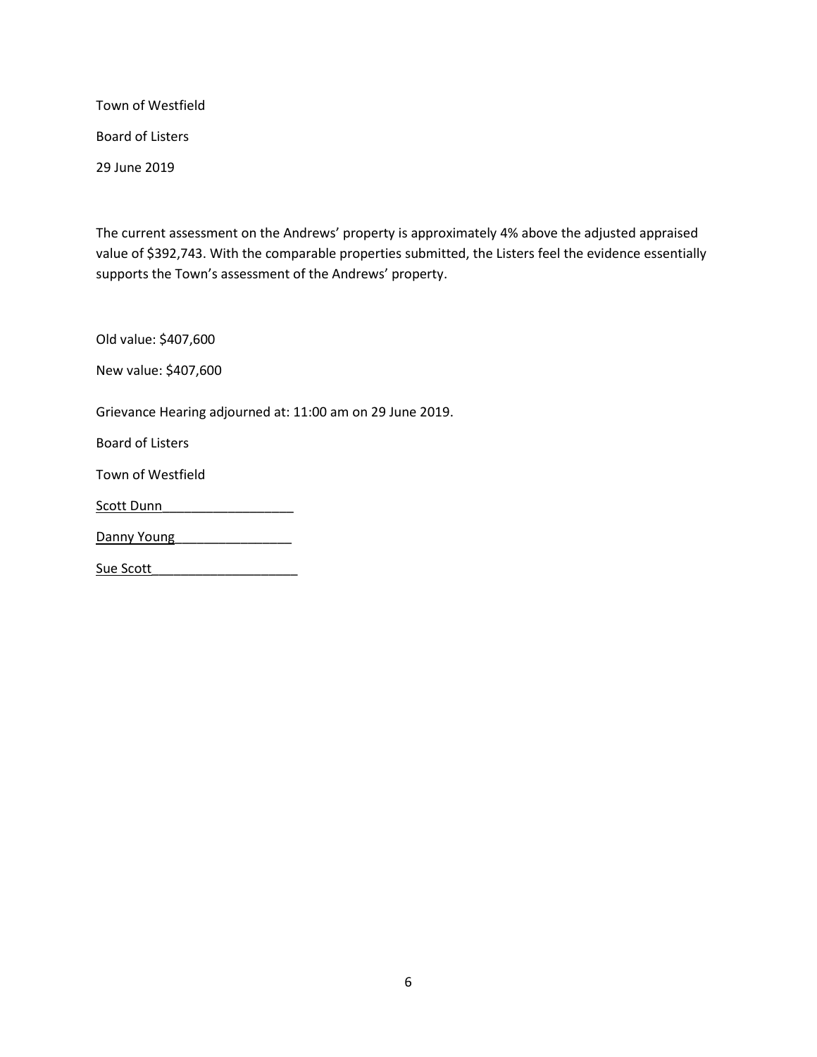Town of Westfield

Board of Listers

29 June 2019

The current assessment on the Andrews' property is approximately 4% above the adjusted appraised value of $392,743. With the comparable properties submitted, the Listers feel the evidence essentially supports the Town's assessment of the Andrews' property.

Old value: $407,600

New value: $407,600

Grievance Hearing adjourned at: 11:00 am on 29 June 2019.

Board of Listers

Town of Westfield

Scott Dunn__________________

Danny Young________________

Sue Scott____________________